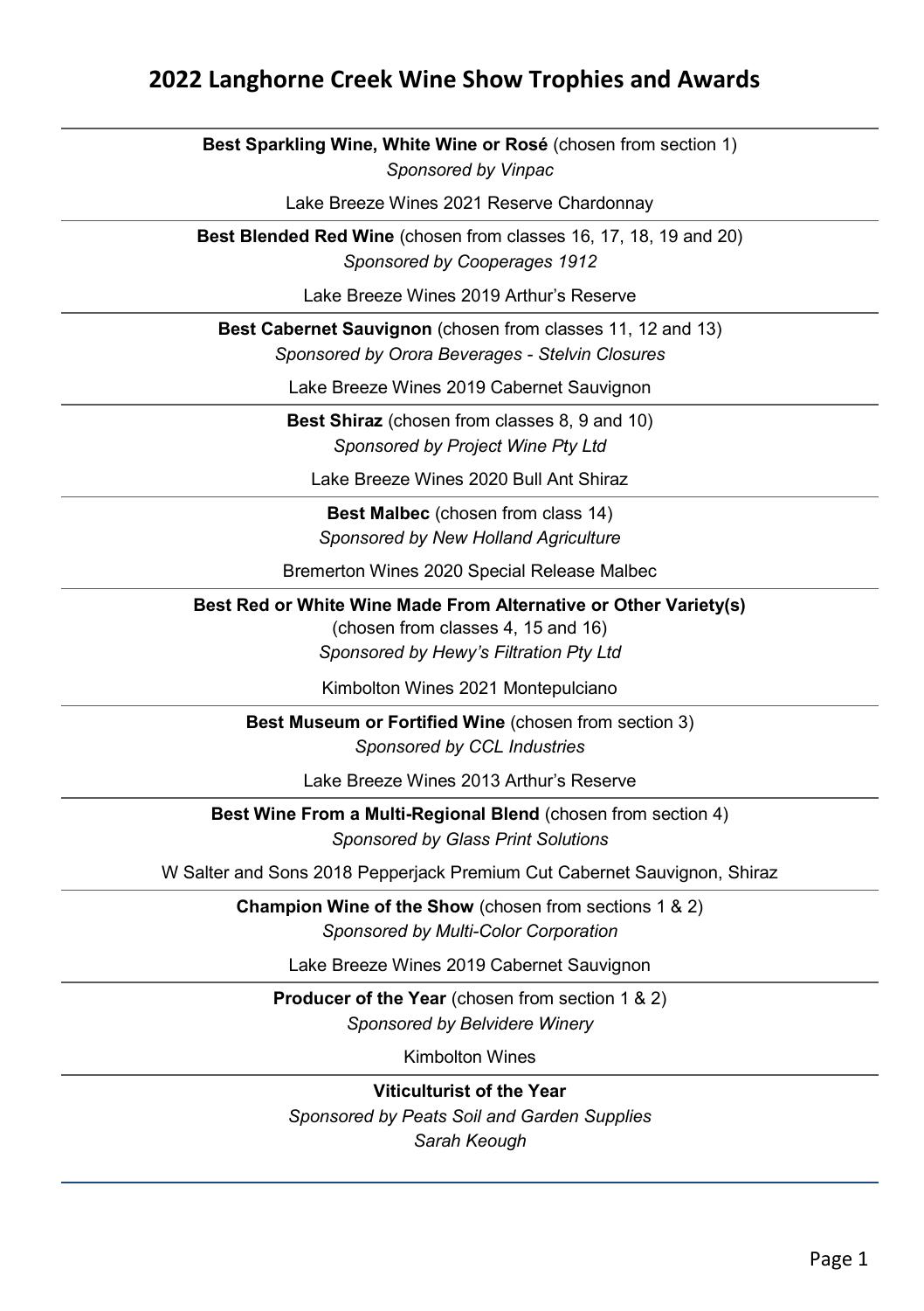# 2022 Langhorne Creek Wine Show Trophies and Awards

---

**Best Sparkling Wine, White Wine or Rosé** (chosen from section 1)
*Sponsored by Vinpac*

Lake Breeze Wines 2021 Reserve Chardonnay

---

**Best Blended Red Wine** (chosen from classes 16, 17, 18, 19 and 20)
*Sponsored by Cooperages 1912*

Lake Breeze Wines 2019 Arthur's Reserve

---

**Best Cabernet Sauvignon** (chosen from classes 11, 12 and 13)
*Sponsored by Orora Beverages - Stelvin Closures*

Lake Breeze Wines 2019 Cabernet Sauvignon

---

**Best Shiraz** (chosen from classes 8, 9 and 10)
*Sponsored by Project Wine Pty Ltd*

Lake Breeze Wines 2020 Bull Ant Shiraz

---

**Best Malbec** (chosen from class 14)
*Sponsored by New Holland Agriculture*

Bremerton Wines 2020 Special Release Malbec

---

**Best Red or White Wine Made From Alternative or Other Variety(s)**
(chosen from classes 4, 15 and 16)
*Sponsored by Hewy's Filtration Pty Ltd*

Kimbolton Wines 2021 Montepulciano

---

**Best Museum or Fortified Wine** (chosen from section 3)
*Sponsored by CCL Industries*

Lake Breeze Wines 2013 Arthur's Reserve

---

**Best Wine From a Multi-Regional Blend** (chosen from section 4)
*Sponsored by Glass Print Solutions*

W Salter and Sons 2018 Pepperjack Premium Cut Cabernet Sauvignon, Shiraz

---

**Champion Wine of the Show** (chosen from sections 1 & 2)
*Sponsored by Multi-Color Corporation*

Lake Breeze Wines 2019 Cabernet Sauvignon

---

**Producer of the Year** (chosen from section 1 & 2)
*Sponsored by Belvidere Winery*

Kimbolton Wines

---

**Viticulturist of the Year**
*Sponsored by Peats Soil and Garden Supplies*
*Sarah Keough*

---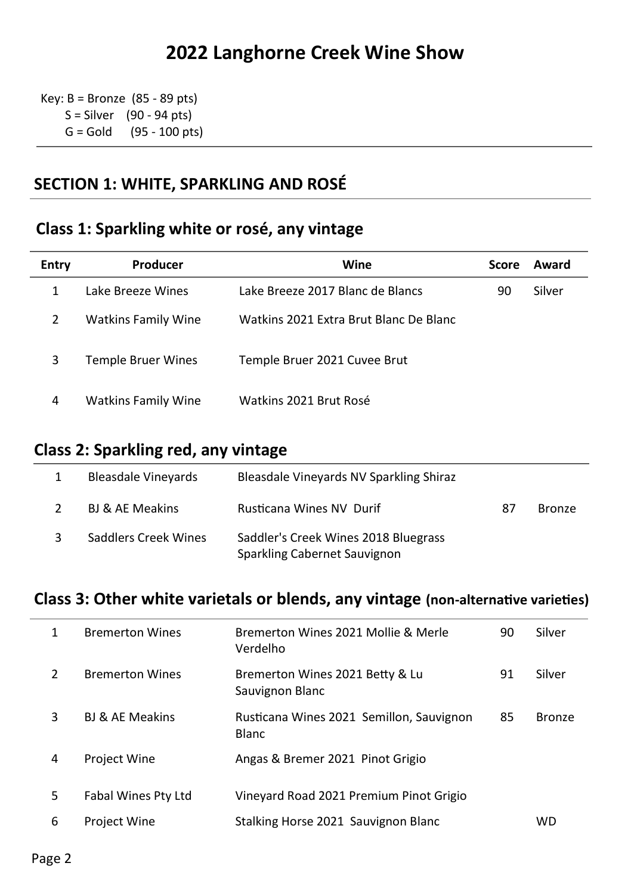# 2022 Langhorne Creek Wine Show

Key: B = Bronze (85 - 89 pts)
S = Silver (90 - 94 pts)
G = Gold (95 - 100 pts)

## SECTION 1: WHITE, SPARKLING AND ROSÉ

### Class 1: Sparkling white or rosé, any vintage

| Entry | Producer | Wine | Score | Award |
|---|---|---|---|---|
| 1 | Lake Breeze Wines | Lake Breeze 2017 Blanc de Blancs | 90 | Silver |
| 2 | Watkins Family Wine | Watkins 2021 Extra Brut Blanc De Blanc | | |
| 3 | Temple Bruer Wines | Temple Bruer 2021 Cuvee Brut | | |
| 4 | Watkins Family Wine | Watkins 2021 Brut Rosé | | |

### Class 2: Sparkling red, any vintage

| Entry | Producer | Wine | Score | Award |
|---|---|---|---|---|
| 1 | Bleasdale Vineyards | Bleasdale Vineyards NV Sparkling Shiraz | | |
| 2 | BJ & AE Meakins | Rusticana Wines NV Durif | 87 | Bronze |
| 3 | Saddlers Creek Wines | Saddler's Creek Wines 2018 Bluegrass Sparkling Cabernet Sauvignon | | |

### Class 3: Other white varietals or blends, any vintage (non-alternative varieties)

| Entry | Producer | Wine | Score | Award |
|---|---|---|---|---|
| 1 | Bremerton Wines | Bremerton Wines 2021 Mollie & Merle Verdelho | 90 | Silver |
| 2 | Bremerton Wines | Bremerton Wines 2021 Betty & Lu Sauvignon Blanc | 91 | Silver |
| 3 | BJ & AE Meakins | Rusticana Wines 2021 Semillon, Sauvignon Blanc | 85 | Bronze |
| 4 | Project Wine | Angas & Bremer 2021 Pinot Grigio | | |
| 5 | Fabal Wines Pty Ltd | Vineyard Road 2021 Premium Pinot Grigio | | |
| 6 | Project Wine | Stalking Horse 2021 Sauvignon Blanc | | WD |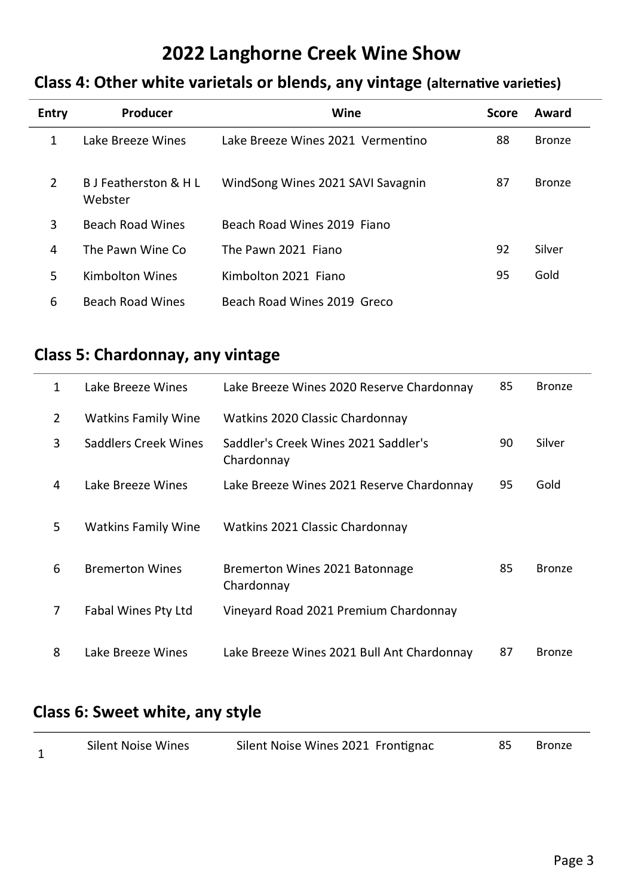# 2022 Langhorne Creek Wine Show

## Class 4: Other white varietals or blends, any vintage (alternative varieties)

| Entry | Producer | Wine | Score | Award |
|---|---|---|---|---|
| 1 | Lake Breeze Wines | Lake Breeze Wines 2021 Vermentino | 88 | Bronze |
| 2 | B J Featherston & H L Webster | WindSong Wines 2021 SAVI Savagnin | 87 | Bronze |
| 3 | Beach Road Wines | Beach Road Wines 2019 Fiano | | |
| 4 | The Pawn Wine Co | The Pawn 2021 Fiano | 92 | Silver |
| 5 | Kimbolton Wines | Kimbolton 2021 Fiano | 95 | Gold |
| 6 | Beach Road Wines | Beach Road Wines 2019 Greco | | |

## Class 5: Chardonnay, any vintage

| Entry | Producer | Wine | Score | Award |
|---|---|---|---|---|
| 1 | Lake Breeze Wines | Lake Breeze Wines 2020 Reserve Chardonnay | 85 | Bronze |
| 2 | Watkins Family Wine | Watkins 2020 Classic Chardonnay | | |
| 3 | Saddlers Creek Wines | Saddler's Creek Wines 2021 Saddler's Chardonnay | 90 | Silver |
| 4 | Lake Breeze Wines | Lake Breeze Wines 2021 Reserve Chardonnay | 95 | Gold |
| 5 | Watkins Family Wine | Watkins 2021 Classic Chardonnay | | |
| 6 | Bremerton Wines | Bremerton Wines 2021 Batonnage Chardonnay | 85 | Bronze |
| 7 | Fabal Wines Pty Ltd | Vineyard Road 2021 Premium Chardonnay | | |
| 8 | Lake Breeze Wines | Lake Breeze Wines 2021 Bull Ant Chardonnay | 87 | Bronze |

## Class 6: Sweet white, any style

| Entry | Producer | Wine | Score | Award |
|---|---|---|---|---|
| 1 | Silent Noise Wines | Silent Noise Wines 2021 Frontignac | 85 | Bronze |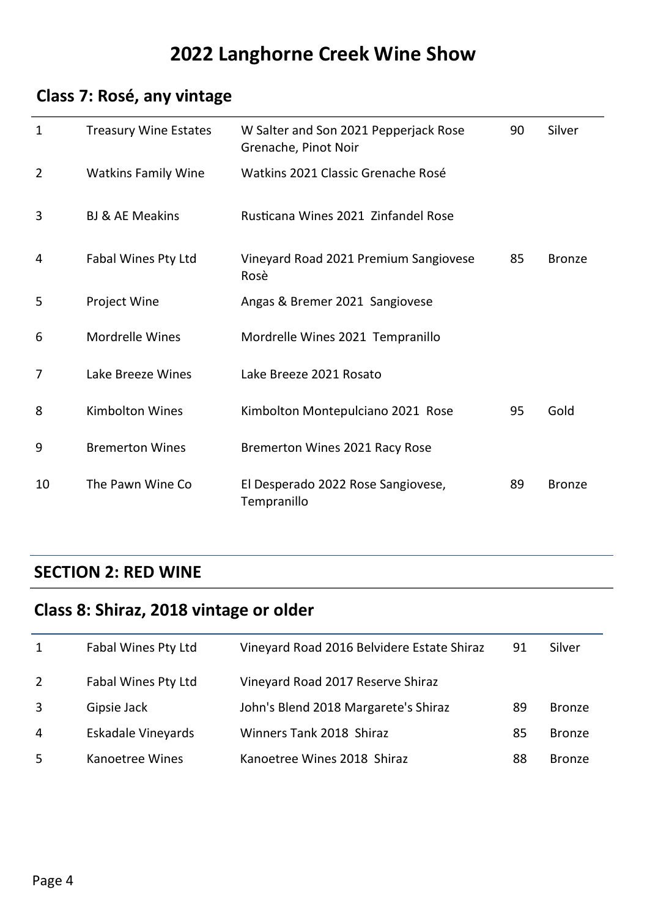# 2022 Langhorne Creek Wine Show

## Class 7: Rosé, any vintage

| | | | | |
|---|---|---|---|---|
| 1 | Treasury Wine Estates | W Salter and Son 2021 Pepperjack Rose Grenache, Pinot Noir | 90 | Silver |
| 2 | Watkins Family Wine | Watkins 2021 Classic Grenache Rosé | | |
| 3 | BJ & AE Meakins | Rusticana Wines 2021 Zinfandel Rose | | |
| 4 | Fabal Wines Pty Ltd | Vineyard Road 2021 Premium Sangiovese Rosè | 85 | Bronze |
| 5 | Project Wine | Angas & Bremer 2021 Sangiovese | | |
| 6 | Mordrelle Wines | Mordrelle Wines 2021 Tempranillo | | |
| 7 | Lake Breeze Wines | Lake Breeze 2021 Rosato | | |
| 8 | Kimbolton Wines | Kimbolton Montepulciano 2021 Rose | 95 | Gold |
| 9 | Bremerton Wines | Bremerton Wines 2021 Racy Rose | | |
| 10 | The Pawn Wine Co | El Desperado 2022 Rose Sangiovese, Tempranillo | 89 | Bronze |

## SECTION 2: RED WINE

## Class 8: Shiraz, 2018 vintage or older

| | | | | |
|---|---|---|---|---|
| 1 | Fabal Wines Pty Ltd | Vineyard Road 2016 Belvidere Estate Shiraz | 91 | Silver |
| 2 | Fabal Wines Pty Ltd | Vineyard Road 2017 Reserve Shiraz | | |
| 3 | Gipsie Jack | John's Blend 2018 Margarete's Shiraz | 89 | Bronze |
| 4 | Eskadale Vineyards | Winners Tank 2018 Shiraz | 85 | Bronze |
| 5 | Kanoetree Wines | Kanoetree Wines 2018 Shiraz | 88 | Bronze |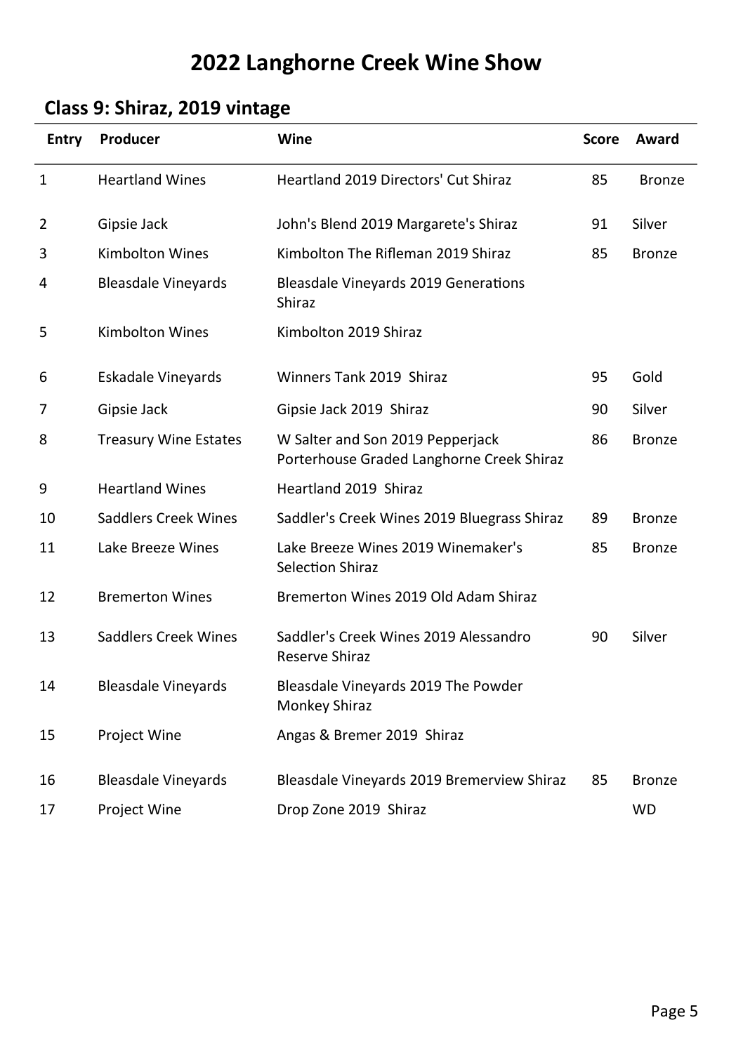# 2022 Langhorne Creek Wine Show

## Class 9: Shiraz, 2019 vintage

| Entry | Producer | Wine | Score | Award |
|---|---|---|---|---|
| 1 | Heartland Wines | Heartland 2019 Directors' Cut Shiraz | 85 | Bronze |
| 2 | Gipsie Jack | John's Blend 2019 Margarete's Shiraz | 91 | Silver |
| 3 | Kimbolton Wines | Kimbolton The Rifleman 2019 Shiraz | 85 | Bronze |
| 4 | Bleasdale Vineyards | Bleasdale Vineyards 2019 Generations Shiraz | | |
| 5 | Kimbolton Wines | Kimbolton 2019 Shiraz | | |
| 6 | Eskadale Vineyards | Winners Tank 2019 Shiraz | 95 | Gold |
| 7 | Gipsie Jack | Gipsie Jack 2019 Shiraz | 90 | Silver |
| 8 | Treasury Wine Estates | W Salter and Son 2019 Pepperjack Porterhouse Graded Langhorne Creek Shiraz | 86 | Bronze |
| 9 | Heartland Wines | Heartland 2019 Shiraz | | |
| 10 | Saddlers Creek Wines | Saddler's Creek Wines 2019 Bluegrass Shiraz | 89 | Bronze |
| 11 | Lake Breeze Wines | Lake Breeze Wines 2019 Winemaker's Selection Shiraz | 85 | Bronze |
| 12 | Bremerton Wines | Bremerton Wines 2019 Old Adam Shiraz | | |
| 13 | Saddlers Creek Wines | Saddler's Creek Wines 2019 Alessandro Reserve Shiraz | 90 | Silver |
| 14 | Bleasdale Vineyards | Bleasdale Vineyards 2019 The Powder Monkey Shiraz | | |
| 15 | Project Wine | Angas & Bremer 2019 Shiraz | | |
| 16 | Bleasdale Vineyards | Bleasdale Vineyards 2019 Bremerview Shiraz | 85 | Bronze |
| 17 | Project Wine | Drop Zone 2019 Shiraz | | WD |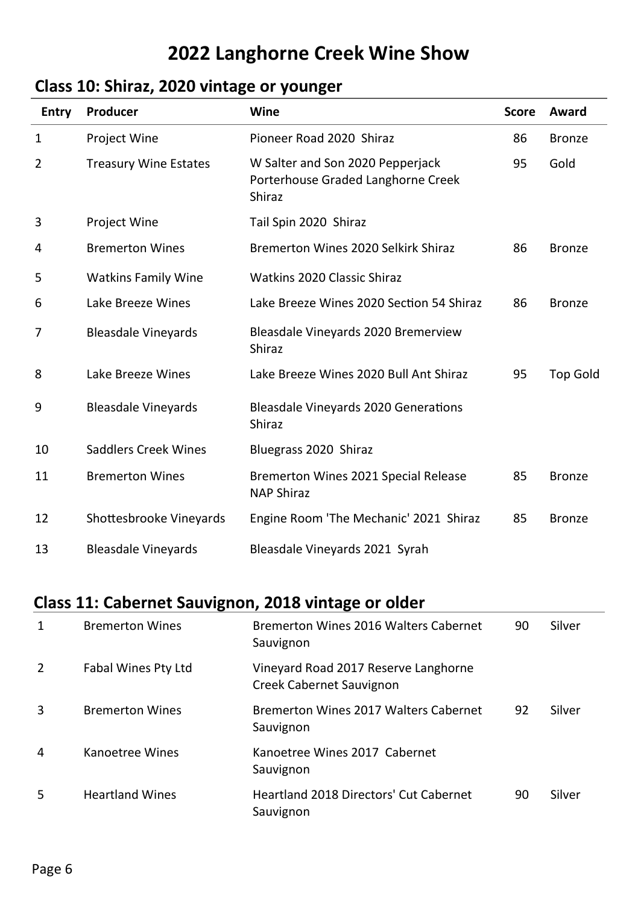# 2022 Langhorne Creek Wine Show

## Class 10: Shiraz, 2020 vintage or younger

| Entry | Producer | Wine | Score | Award |
|---|---|---|---|---|
| 1 | Project Wine | Pioneer Road 2020 Shiraz | 86 | Bronze |
| 2 | Treasury Wine Estates | W Salter and Son 2020 Pepperjack Porterhouse Graded Langhorne Creek Shiraz | 95 | Gold |
| 3 | Project Wine | Tail Spin 2020 Shiraz | | |
| 4 | Bremerton Wines | Bremerton Wines 2020 Selkirk Shiraz | 86 | Bronze |
| 5 | Watkins Family Wine | Watkins 2020 Classic Shiraz | | |
| 6 | Lake Breeze Wines | Lake Breeze Wines 2020 Section 54 Shiraz | 86 | Bronze |
| 7 | Bleasdale Vineyards | Bleasdale Vineyards 2020 Bremerview Shiraz | | |
| 8 | Lake Breeze Wines | Lake Breeze Wines 2020 Bull Ant Shiraz | 95 | Top Gold |
| 9 | Bleasdale Vineyards | Bleasdale Vineyards 2020 Generations Shiraz | | |
| 10 | Saddlers Creek Wines | Bluegrass 2020 Shiraz | | |
| 11 | Bremerton Wines | Bremerton Wines 2021 Special Release NAP Shiraz | 85 | Bronze |
| 12 | Shottesbrooke Vineyards | Engine Room 'The Mechanic' 2021 Shiraz | 85 | Bronze |
| 13 | Bleasdale Vineyards | Bleasdale Vineyards 2021 Syrah | | |

## Class 11: Cabernet Sauvignon, 2018 vintage or older

| Entry | Producer | Wine | Score | Award |
|---|---|---|---|---|
| 1 | Bremerton Wines | Bremerton Wines 2016 Walters Cabernet Sauvignon | 90 | Silver |
| 2 | Fabal Wines Pty Ltd | Vineyard Road 2017 Reserve Langhorne Creek Cabernet Sauvignon | | |
| 3 | Bremerton Wines | Bremerton Wines 2017 Walters Cabernet Sauvignon | 92 | Silver |
| 4 | Kanoetree Wines | Kanoetree Wines 2017 Cabernet Sauvignon | | |
| 5 | Heartland Wines | Heartland 2018 Directors' Cut Cabernet Sauvignon | 90 | Silver |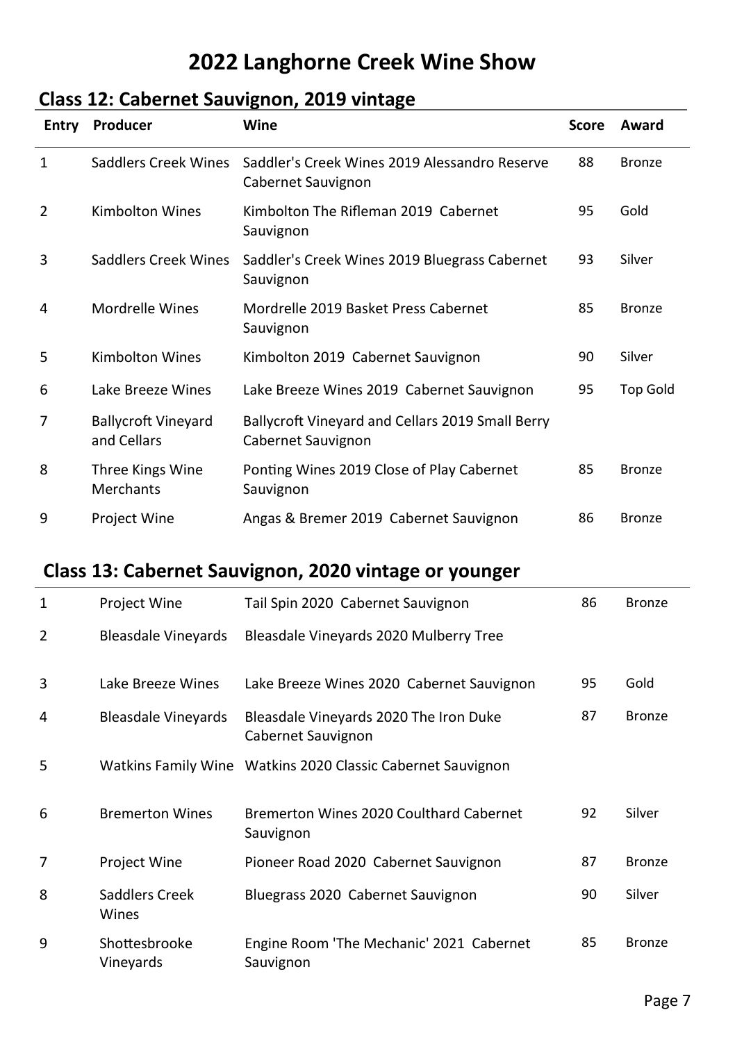# 2022 Langhorne Creek Wine Show

## Class 12: Cabernet Sauvignon, 2019 vintage

| Entry | Producer | Wine | Score | Award |
|---|---|---|---|---|
| 1 | Saddlers Creek Wines | Saddler's Creek Wines 2019 Alessandro Reserve Cabernet Sauvignon | 88 | Bronze |
| 2 | Kimbolton Wines | Kimbolton The Rifleman 2019 Cabernet Sauvignon | 95 | Gold |
| 3 | Saddlers Creek Wines | Saddler's Creek Wines 2019 Bluegrass Cabernet Sauvignon | 93 | Silver |
| 4 | Mordrelle Wines | Mordrelle 2019 Basket Press Cabernet Sauvignon | 85 | Bronze |
| 5 | Kimbolton Wines | Kimbolton 2019 Cabernet Sauvignon | 90 | Silver |
| 6 | Lake Breeze Wines | Lake Breeze Wines 2019 Cabernet Sauvignon | 95 | Top Gold |
| 7 | Ballycroft Vineyard and Cellars | Ballycroft Vineyard and Cellars 2019 Small Berry Cabernet Sauvignon | | |
| 8 | Three Kings Wine Merchants | Ponting Wines 2019 Close of Play Cabernet Sauvignon | 85 | Bronze |
| 9 | Project Wine | Angas & Bremer 2019 Cabernet Sauvignon | 86 | Bronze |

## Class 13: Cabernet Sauvignon, 2020 vintage or younger

| Entry | Producer | Wine | Score | Award |
|---|---|---|---|---|
| 1 | Project Wine | Tail Spin 2020 Cabernet Sauvignon | 86 | Bronze |
| 2 | Bleasdale Vineyards | Bleasdale Vineyards 2020 Mulberry Tree | | |
| 3 | Lake Breeze Wines | Lake Breeze Wines 2020 Cabernet Sauvignon | 95 | Gold |
| 4 | Bleasdale Vineyards | Bleasdale Vineyards 2020 The Iron Duke Cabernet Sauvignon | 87 | Bronze |
| 5 | Watkins Family Wine | Watkins 2020 Classic Cabernet Sauvignon | | |
| 6 | Bremerton Wines | Bremerton Wines 2020 Coulthard Cabernet Sauvignon | 92 | Silver |
| 7 | Project Wine | Pioneer Road 2020 Cabernet Sauvignon | 87 | Bronze |
| 8 | Saddlers Creek Wines | Bluegrass 2020 Cabernet Sauvignon | 90 | Silver |
| 9 | Shottesbrooke Vineyards | Engine Room 'The Mechanic' 2021 Cabernet Sauvignon | 85 | Bronze |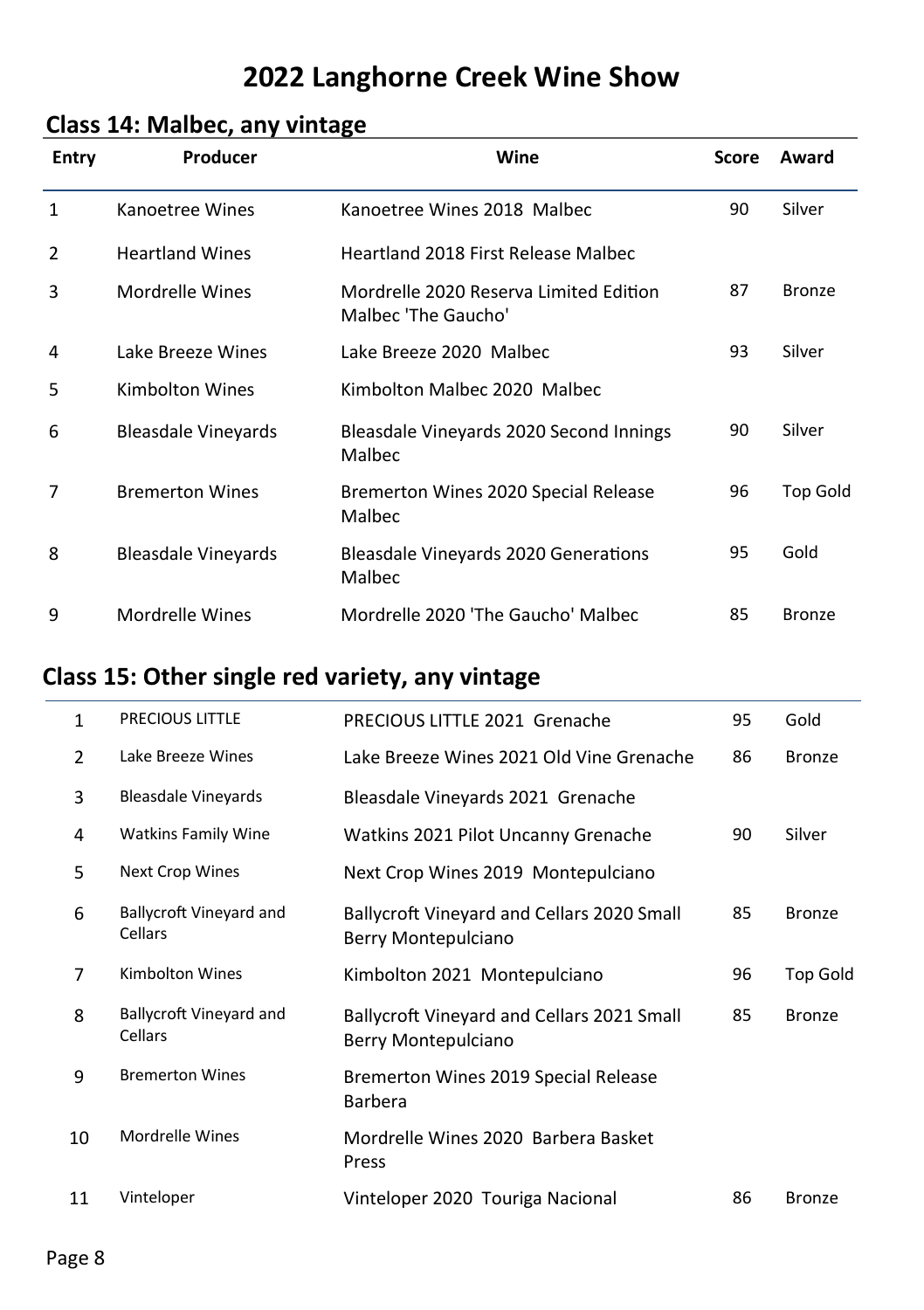# 2022 Langhorne Creek Wine Show

## Class 14: Malbec, any vintage

| Entry | Producer | Wine | Score | Award |
|---|---|---|---|---|
| 1 | Kanoetree Wines | Kanoetree Wines 2018 Malbec | 90 | Silver |
| 2 | Heartland Wines | Heartland 2018 First Release Malbec | | |
| 3 | Mordrelle Wines | Mordrelle 2020 Reserva Limited Edition Malbec 'The Gaucho' | 87 | Bronze |
| 4 | Lake Breeze Wines | Lake Breeze 2020 Malbec | 93 | Silver |
| 5 | Kimbolton Wines | Kimbolton Malbec 2020 Malbec | | |
| 6 | Bleasdale Vineyards | Bleasdale Vineyards 2020 Second Innings Malbec | 90 | Silver |
| 7 | Bremerton Wines | Bremerton Wines 2020 Special Release Malbec | 96 | Top Gold |
| 8 | Bleasdale Vineyards | Bleasdale Vineyards 2020 Generations Malbec | 95 | Gold |
| 9 | Mordrelle Wines | Mordrelle 2020 'The Gaucho' Malbec | 85 | Bronze |

## Class 15: Other single red variety, any vintage

| Entry | Producer | Wine | Score | Award |
|---|---|---|---|---|
| 1 | PRECIOUS LITTLE | PRECIOUS LITTLE 2021 Grenache | 95 | Gold |
| 2 | Lake Breeze Wines | Lake Breeze Wines 2021 Old Vine Grenache | 86 | Bronze |
| 3 | Bleasdale Vineyards | Bleasdale Vineyards 2021 Grenache | | |
| 4 | Watkins Family Wine | Watkins 2021 Pilot Uncanny Grenache | 90 | Silver |
| 5 | Next Crop Wines | Next Crop Wines 2019 Montepulciano | | |
| 6 | Ballycroft Vineyard and Cellars | Ballycroft Vineyard and Cellars 2020 Small Berry Montepulciano | 85 | Bronze |
| 7 | Kimbolton Wines | Kimbolton 2021 Montepulciano | 96 | Top Gold |
| 8 | Ballycroft Vineyard and Cellars | Ballycroft Vineyard and Cellars 2021 Small Berry Montepulciano | 85 | Bronze |
| 9 | Bremerton Wines | Bremerton Wines 2019 Special Release Barbera | | |
| 10 | Mordrelle Wines | Mordrelle Wines 2020 Barbera Basket Press | | |
| 11 | Vinteloper | Vinteloper 2020 Touriga Nacional | 86 | Bronze |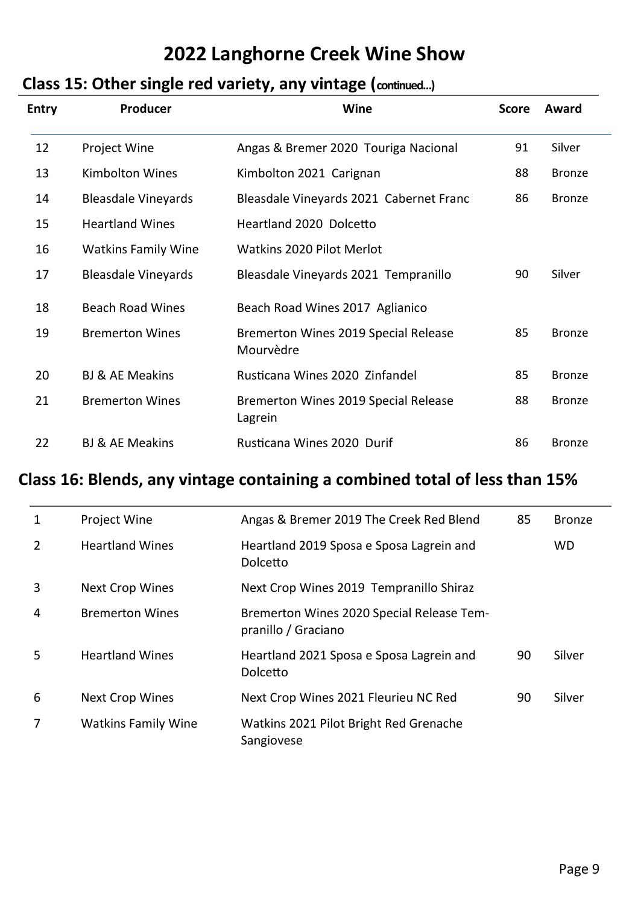# 2022 Langhorne Creek Wine Show

## Class 15: Other single red variety, any vintage (continued...)

| Entry | Producer | Wine | Score | Award |
|---|---|---|---|---|
| 12 | Project Wine | Angas & Bremer 2020 Touriga Nacional | 91 | Silver |
| 13 | Kimbolton Wines | Kimbolton 2021 Carignan | 88 | Bronze |
| 14 | Bleasdale Vineyards | Bleasdale Vineyards 2021 Cabernet Franc | 86 | Bronze |
| 15 | Heartland Wines | Heartland 2020 Dolcetto | | |
| 16 | Watkins Family Wine | Watkins 2020 Pilot Merlot | | |
| 17 | Bleasdale Vineyards | Bleasdale Vineyards 2021 Tempranillo | 90 | Silver |
| 18 | Beach Road Wines | Beach Road Wines 2017 Aglianico | | |
| 19 | Bremerton Wines | Bremerton Wines 2019 Special Release Mourvèdre | 85 | Bronze |
| 20 | BJ & AE Meakins | Rusticana Wines 2020 Zinfandel | 85 | Bronze |
| 21 | Bremerton Wines | Bremerton Wines 2019 Special Release Lagrein | 88 | Bronze |
| 22 | BJ & AE Meakins | Rusticana Wines 2020 Durif | 86 | Bronze |

## Class 16: Blends, any vintage containing a combined total of less than 15%

| Entry | Producer | Wine | Score | Award |
|---|---|---|---|---|
| 1 | Project Wine | Angas & Bremer 2019 The Creek Red Blend | 85 | Bronze |
| 2 | Heartland Wines | Heartland 2019 Sposa e Sposa Lagrein and Dolcetto | | WD |
| 3 | Next Crop Wines | Next Crop Wines 2019 Tempranillo Shiraz | | |
| 4 | Bremerton Wines | Bremerton Wines 2020 Special Release Tempranillo / Graciano | | |
| 5 | Heartland Wines | Heartland 2021 Sposa e Sposa Lagrein and Dolcetto | 90 | Silver |
| 6 | Next Crop Wines | Next Crop Wines 2021 Fleurieu NC Red | 90 | Silver |
| 7 | Watkins Family Wine | Watkins 2021 Pilot Bright Red Grenache Sangiovese | | |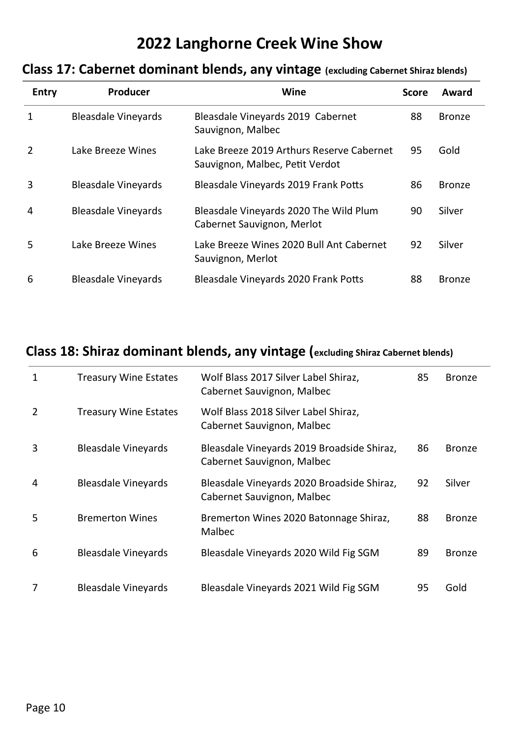# 2022 Langhorne Creek Wine Show

## Class 17: Cabernet dominant blends, any vintage (excluding Cabernet Shiraz blends)

| Entry | Producer | Wine | Score | Award |
|---|---|---|---|---|
| 1 | Bleasdale Vineyards | Bleasdale Vineyards 2019 Cabernet Sauvignon, Malbec | 88 | Bronze |
| 2 | Lake Breeze Wines | Lake Breeze 2019 Arthurs Reserve Cabernet Sauvignon, Malbec, Petit Verdot | 95 | Gold |
| 3 | Bleasdale Vineyards | Bleasdale Vineyards 2019 Frank Potts | 86 | Bronze |
| 4 | Bleasdale Vineyards | Bleasdale Vineyards 2020 The Wild Plum Cabernet Sauvignon, Merlot | 90 | Silver |
| 5 | Lake Breeze Wines | Lake Breeze Wines 2020 Bull Ant Cabernet Sauvignon, Merlot | 92 | Silver |
| 6 | Bleasdale Vineyards | Bleasdale Vineyards 2020 Frank Potts | 88 | Bronze |

## Class 18: Shiraz dominant blends, any vintage (excluding Shiraz Cabernet blends)

| Entry | Producer | Wine | Score | Award |
|---|---|---|---|---|
| 1 | Treasury Wine Estates | Wolf Blass 2017 Silver Label Shiraz, Cabernet Sauvignon, Malbec | 85 | Bronze |
| 2 | Treasury Wine Estates | Wolf Blass 2018 Silver Label Shiraz, Cabernet Sauvignon, Malbec | | |
| 3 | Bleasdale Vineyards | Bleasdale Vineyards 2019 Broadside Shiraz, Cabernet Sauvignon, Malbec | 86 | Bronze |
| 4 | Bleasdale Vineyards | Bleasdale Vineyards 2020 Broadside Shiraz, Cabernet Sauvignon, Malbec | 92 | Silver |
| 5 | Bremerton Wines | Bremerton Wines 2020 Batonnage Shiraz, Malbec | 88 | Bronze |
| 6 | Bleasdale Vineyards | Bleasdale Vineyards 2020 Wild Fig SGM | 89 | Bronze |
| 7 | Bleasdale Vineyards | Bleasdale Vineyards 2021 Wild Fig SGM | 95 | Gold |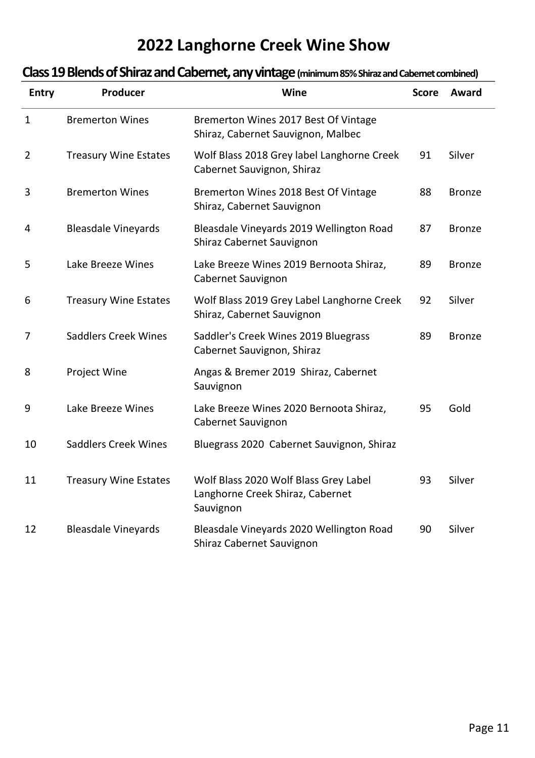# 2022 Langhorne Creek Wine Show

## Class 19 Blends of Shiraz and Cabernet, any vintage (minimum 85% Shiraz and Cabernet combined)

| Entry | Producer | Wine | Score | Award |
|---|---|---|---|---|
| 1 | Bremerton Wines | Bremerton Wines 2017 Best Of Vintage Shiraz, Cabernet Sauvignon, Malbec | | |
| 2 | Treasury Wine Estates | Wolf Blass 2018 Grey label Langhorne Creek Cabernet Sauvignon, Shiraz | 91 | Silver |
| 3 | Bremerton Wines | Bremerton Wines 2018 Best Of Vintage Shiraz, Cabernet Sauvignon | 88 | Bronze |
| 4 | Bleasdale Vineyards | Bleasdale Vineyards 2019 Wellington Road Shiraz Cabernet Sauvignon | 87 | Bronze |
| 5 | Lake Breeze Wines | Lake Breeze Wines 2019 Bernoota Shiraz, Cabernet Sauvignon | 89 | Bronze |
| 6 | Treasury Wine Estates | Wolf Blass 2019 Grey Label Langhorne Creek Shiraz, Cabernet Sauvignon | 92 | Silver |
| 7 | Saddlers Creek Wines | Saddler's Creek Wines 2019 Bluegrass Cabernet Sauvignon, Shiraz | 89 | Bronze |
| 8 | Project Wine | Angas & Bremer 2019 Shiraz, Cabernet Sauvignon | | |
| 9 | Lake Breeze Wines | Lake Breeze Wines 2020 Bernoota Shiraz, Cabernet Sauvignon | 95 | Gold |
| 10 | Saddlers Creek Wines | Bluegrass 2020 Cabernet Sauvignon, Shiraz | | |
| 11 | Treasury Wine Estates | Wolf Blass 2020 Wolf Blass Grey Label Langhorne Creek Shiraz, Cabernet Sauvignon | 93 | Silver |
| 12 | Bleasdale Vineyards | Bleasdale Vineyards 2020 Wellington Road Shiraz Cabernet Sauvignon | 90 | Silver |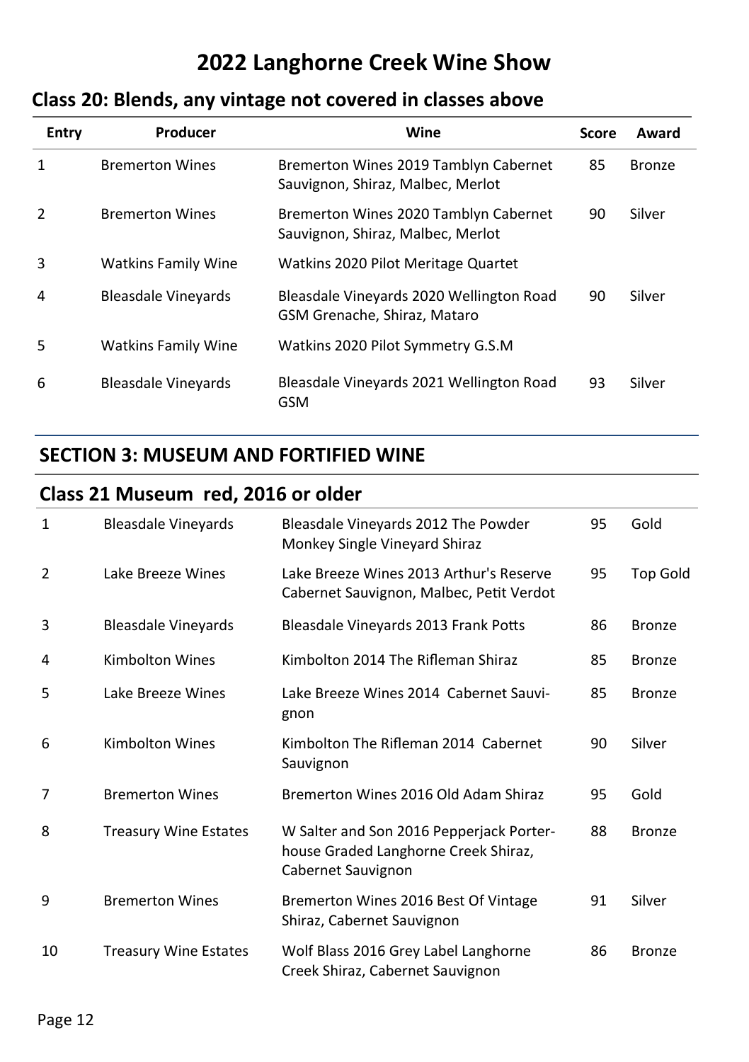# 2022 Langhorne Creek Wine Show

## Class 20: Blends, any vintage not covered in classes above

| Entry | Producer | Wine | Score | Award |
|---|---|---|---|---|
| 1 | Bremerton Wines | Bremerton Wines 2019 Tamblyn Cabernet Sauvignon, Shiraz, Malbec, Merlot | 85 | Bronze |
| 2 | Bremerton Wines | Bremerton Wines 2020 Tamblyn Cabernet Sauvignon, Shiraz, Malbec, Merlot | 90 | Silver |
| 3 | Watkins Family Wine | Watkins 2020 Pilot Meritage Quartet | | |
| 4 | Bleasdale Vineyards | Bleasdale Vineyards 2020 Wellington Road GSM Grenache, Shiraz, Mataro | 90 | Silver |
| 5 | Watkins Family Wine | Watkins 2020 Pilot Symmetry G.S.M | | |
| 6 | Bleasdale Vineyards | Bleasdale Vineyards 2021 Wellington Road GSM | 93 | Silver |

## SECTION 3: MUSEUM AND FORTIFIED WINE

## Class 21 Museum red, 2016 or older

| Entry | Producer | Wine | Score | Award |
|---|---|---|---|---|
| 1 | Bleasdale Vineyards | Bleasdale Vineyards 2012 The Powder Monkey Single Vineyard Shiraz | 95 | Gold |
| 2 | Lake Breeze Wines | Lake Breeze Wines 2013 Arthur's Reserve Cabernet Sauvignon, Malbec, Petit Verdot | 95 | Top Gold |
| 3 | Bleasdale Vineyards | Bleasdale Vineyards 2013 Frank Potts | 86 | Bronze |
| 4 | Kimbolton Wines | Kimbolton 2014 The Rifleman Shiraz | 85 | Bronze |
| 5 | Lake Breeze Wines | Lake Breeze Wines 2014 Cabernet Sauvignon | 85 | Bronze |
| 6 | Kimbolton Wines | Kimbolton The Rifleman 2014 Cabernet Sauvignon | 90 | Silver |
| 7 | Bremerton Wines | Bremerton Wines 2016 Old Adam Shiraz | 95 | Gold |
| 8 | Treasury Wine Estates | W Salter and Son 2016 Pepperjack Porterhouse Graded Langhorne Creek Shiraz, Cabernet Sauvignon | 88 | Bronze |
| 9 | Bremerton Wines | Bremerton Wines 2016 Best Of Vintage Shiraz, Cabernet Sauvignon | 91 | Silver |
| 10 | Treasury Wine Estates | Wolf Blass 2016 Grey Label Langhorne Creek Shiraz, Cabernet Sauvignon | 86 | Bronze |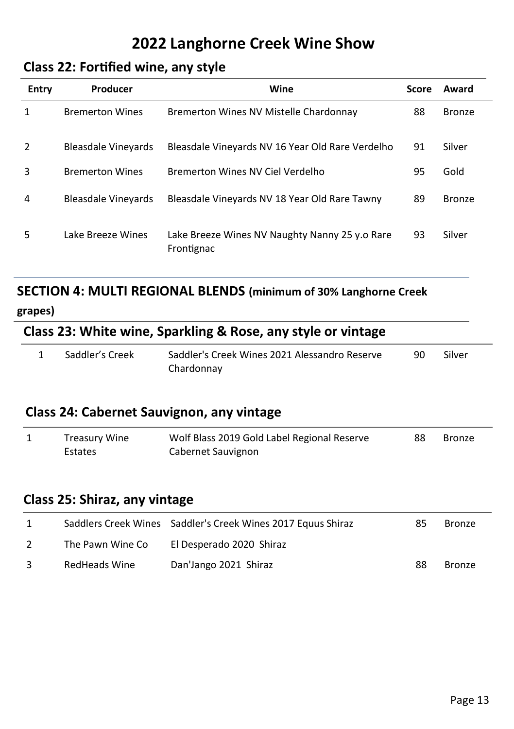# 2022 Langhorne Creek Wine Show

## Class 22: Fortified wine, any style

| Entry | Producer | Wine | Score | Award |
|---|---|---|---|---|
| 1 | Bremerton Wines | Bremerton Wines NV Mistelle Chardonnay | 88 | Bronze |
| 2 | Bleasdale Vineyards | Bleasdale Vineyards NV 16 Year Old Rare Verdelho | 91 | Silver |
| 3 | Bremerton Wines | Bremerton Wines NV Ciel Verdelho | 95 | Gold |
| 4 | Bleasdale Vineyards | Bleasdale Vineyards NV 18 Year Old Rare Tawny | 89 | Bronze |
| 5 | Lake Breeze Wines | Lake Breeze Wines NV Naughty Nanny 25 y.o Rare Frontignac | 93 | Silver |

## SECTION 4: MULTI REGIONAL BLENDS (minimum of 30% Langhorne Creek grapes)

## Class 23: White wine, Sparkling & Rose, any style or vintage

| Entry | Producer | Wine | Score | Award |
|---|---|---|---|---|
| 1 | Saddler's Creek | Saddler's Creek Wines 2021 Alessandro Reserve Chardonnay | 90 | Silver |

## Class 24: Cabernet Sauvignon, any vintage

| Entry | Producer | Wine | Score | Award |
|---|---|---|---|---|
| 1 | Treasury Wine Estates | Wolf Blass 2019 Gold Label Regional Reserve Cabernet Sauvignon | 88 | Bronze |

## Class 25: Shiraz, any vintage

| Entry | Producer | Wine | Score | Award |
|---|---|---|---|---|
| 1 | Saddlers Creek Wines | Saddler's Creek Wines 2017 Equus Shiraz | 85 | Bronze |
| 2 | The Pawn Wine Co | El Desperado 2020 Shiraz | | |
| 3 | RedHeads Wine | Dan'Jango 2021 Shiraz | 88 | Bronze |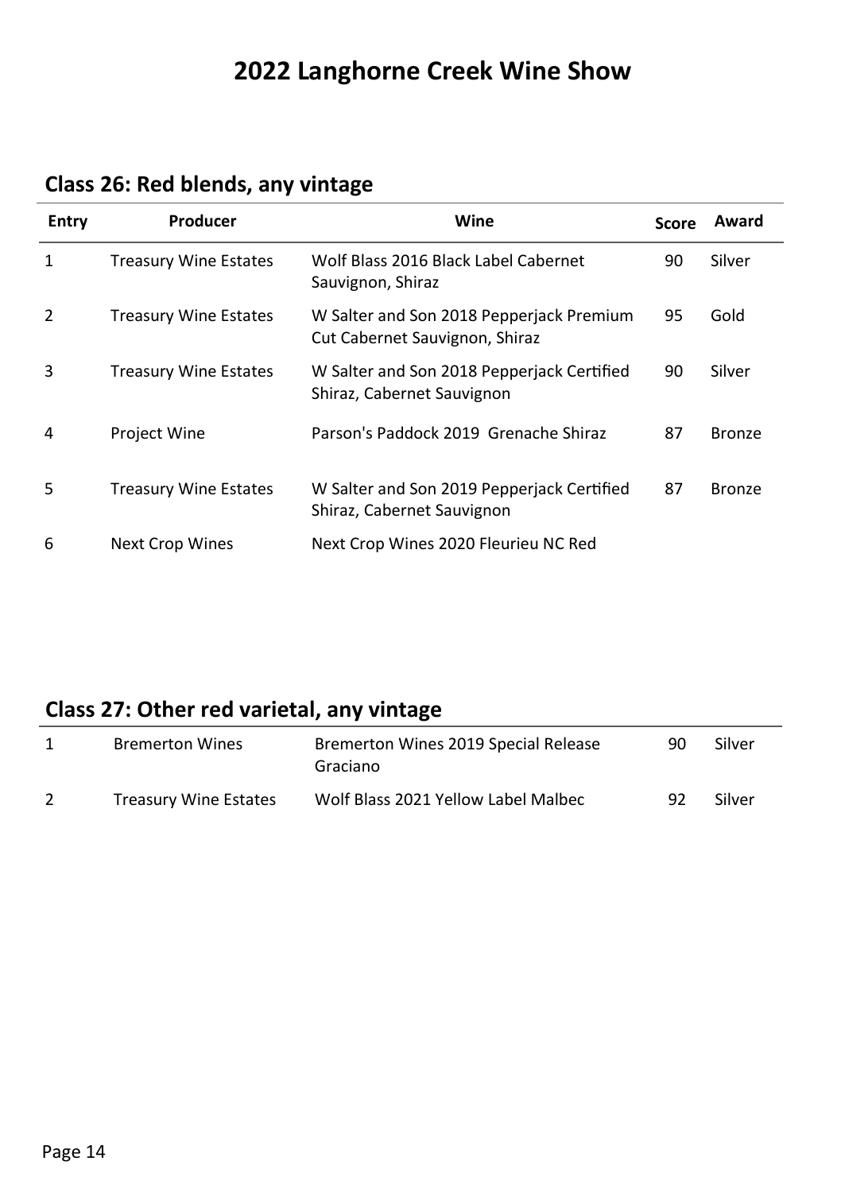# 2022 Langhorne Creek Wine Show

## Class 26: Red blends, any vintage

| Entry | Producer | Wine | Score | Award |
|---|---|---|---|---|
| 1 | Treasury Wine Estates | Wolf Blass 2016 Black Label Cabernet Sauvignon, Shiraz | 90 | Silver |
| 2 | Treasury Wine Estates | W Salter and Son 2018 Pepperjack Premium Cut Cabernet Sauvignon, Shiraz | 95 | Gold |
| 3 | Treasury Wine Estates | W Salter and Son 2018 Pepperjack Certified Shiraz, Cabernet Sauvignon | 90 | Silver |
| 4 | Project Wine | Parson's Paddock 2019 Grenache Shiraz | 87 | Bronze |
| 5 | Treasury Wine Estates | W Salter and Son 2019 Pepperjack Certified Shiraz, Cabernet Sauvignon | 87 | Bronze |
| 6 | Next Crop Wines | Next Crop Wines 2020 Fleurieu NC Red | | |

## Class 27: Other red varietal, any vintage

| Entry | Producer | Wine | Score | Award |
|---|---|---|---|---|
| 1 | Bremerton Wines | Bremerton Wines 2019 Special Release Graciano | 90 | Silver |
| 2 | Treasury Wine Estates | Wolf Blass 2021 Yellow Label Malbec | 92 | Silver |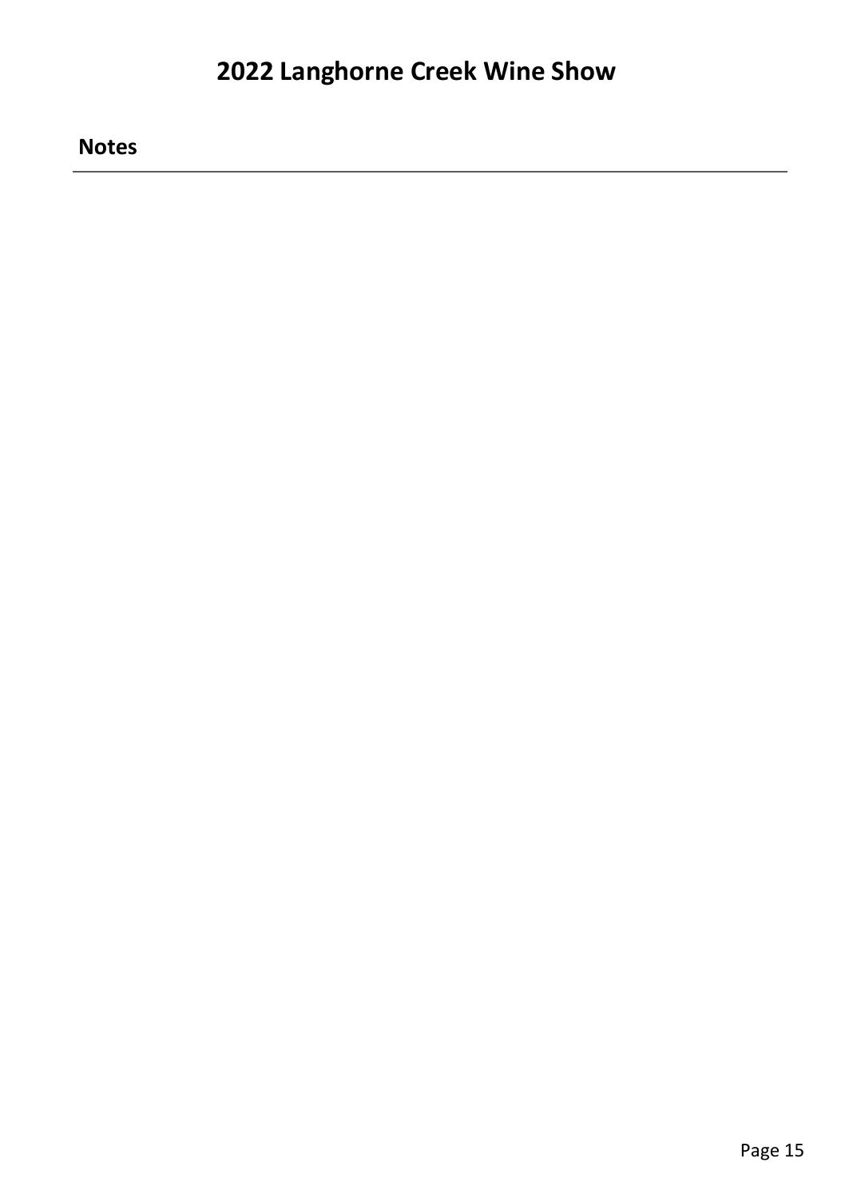# 2022 Langhorne Creek Wine Show

## Notes

---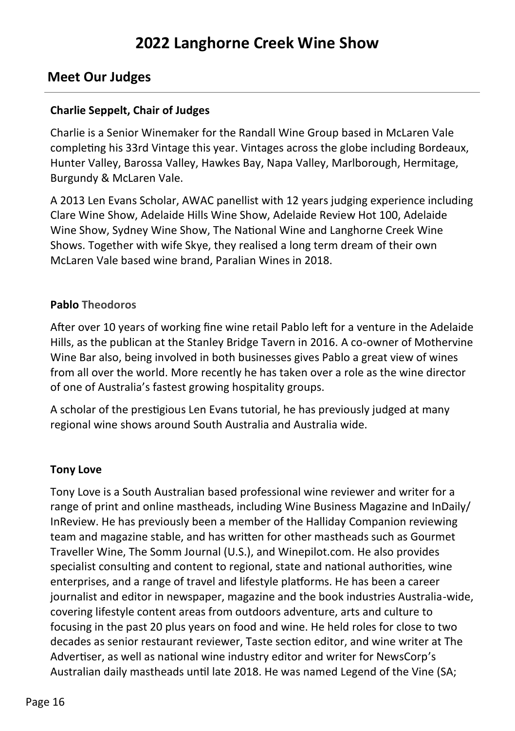# 2022 Langhorne Creek Wine Show

## Meet Our Judges

**Charlie Seppelt, Chair of Judges**

Charlie is a Senior Winemaker for the Randall Wine Group based in McLaren Vale completing his 33rd Vintage this year. Vintages across the globe including Bordeaux, Hunter Valley, Barossa Valley, Hawkes Bay, Napa Valley, Marlborough, Hermitage, Burgundy & McLaren Vale.

A 2013 Len Evans Scholar, AWAC panellist with 12 years judging experience including Clare Wine Show, Adelaide Hills Wine Show, Adelaide Review Hot 100, Adelaide Wine Show, Sydney Wine Show, The National Wine and Langhorne Creek Wine Shows. Together with wife Skye, they realised a long term dream of their own McLaren Vale based wine brand, Paralian Wines in 2018.

**Pablo Theodoros**

After over 10 years of working fine wine retail Pablo left for a venture in the Adelaide Hills, as the publican at the Stanley Bridge Tavern in 2016. A co-owner of Mothervine Wine Bar also, being involved in both businesses gives Pablo a great view of wines from all over the world. More recently he has taken over a role as the wine director of one of Australia's fastest growing hospitality groups.

A scholar of the prestigious Len Evans tutorial, he has previously judged at many regional wine shows around South Australia and Australia wide.

**Tony Love**

Tony Love is a South Australian based professional wine reviewer and writer for a range of print and online mastheads, including Wine Business Magazine and InDaily/ InReview. He has previously been a member of the Halliday Companion reviewing team and magazine stable, and has written for other mastheads such as Gourmet Traveller Wine, The Somm Journal (U.S.), and Winepilot.com. He also provides specialist consulting and content to regional, state and national authorities, wine enterprises, and a range of travel and lifestyle platforms. He has been a career journalist and editor in newspaper, magazine and the book industries Australia-wide, covering lifestyle content areas from outdoors adventure, arts and culture to focusing in the past 20 plus years on food and wine. He held roles for close to two decades as senior restaurant reviewer, Taste section editor, and wine writer at The Advertiser, as well as national wine industry editor and writer for NewsCorp's Australian daily mastheads until late 2018. He was named Legend of the Vine (SA;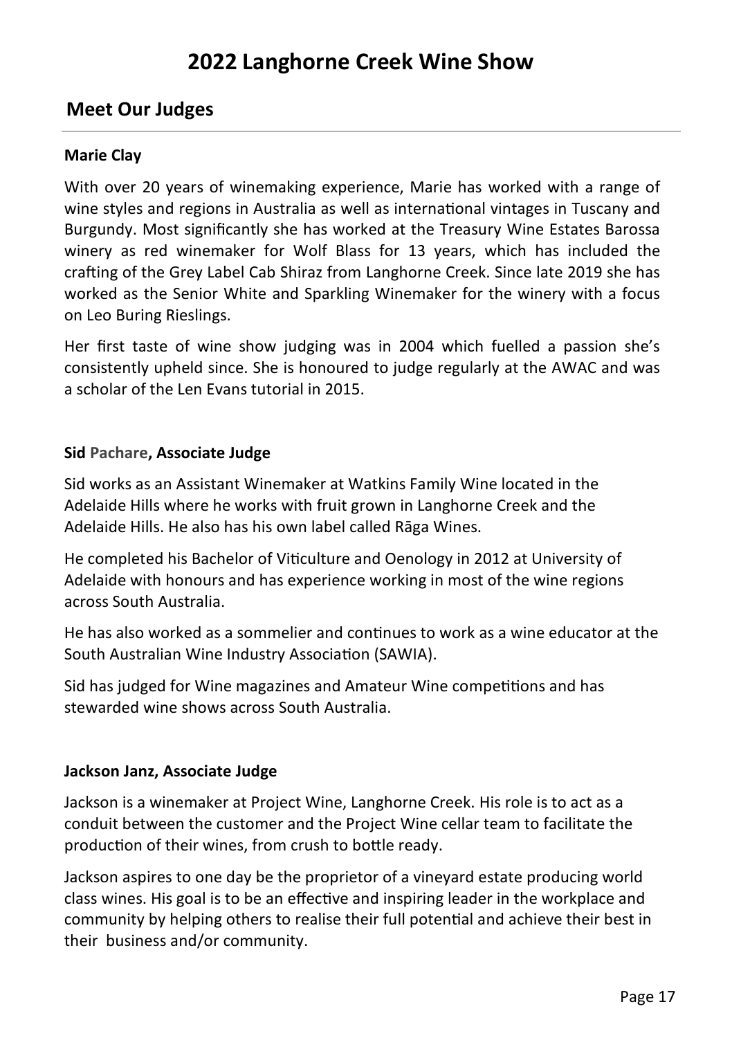# 2022 Langhorne Creek Wine Show

## Meet Our Judges

**Marie Clay**

With over 20 years of winemaking experience, Marie has worked with a range of wine styles and regions in Australia as well as international vintages in Tuscany and Burgundy. Most significantly she has worked at the Treasury Wine Estates Barossa winery as red winemaker for Wolf Blass for 13 years, which has included the crafting of the Grey Label Cab Shiraz from Langhorne Creek. Since late 2019 she has worked as the Senior White and Sparkling Winemaker for the winery with a focus on Leo Buring Rieslings.

Her first taste of wine show judging was in 2004 which fuelled a passion she's consistently upheld since. She is honoured to judge regularly at the AWAC and was a scholar of the Len Evans tutorial in 2015.

**Sid Pachare, Associate Judge**

Sid works as an Assistant Winemaker at Watkins Family Wine located in the Adelaide Hills where he works with fruit grown in Langhorne Creek and the Adelaide Hills. He also has his own label called Rāga Wines.

He completed his Bachelor of Viticulture and Oenology in 2012 at University of Adelaide with honours and has experience working in most of the wine regions across South Australia.

He has also worked as a sommelier and continues to work as a wine educator at the South Australian Wine Industry Association (SAWIA).

Sid has judged for Wine magazines and Amateur Wine competitions and has stewarded wine shows across South Australia.

**Jackson Janz, Associate Judge**

Jackson is a winemaker at Project Wine, Langhorne Creek. His role is to act as a conduit between the customer and the Project Wine cellar team to facilitate the production of their wines, from crush to bottle ready.

Jackson aspires to one day be the proprietor of a vineyard estate producing world class wines. His goal is to be an effective and inspiring leader in the workplace and community by helping others to realise their full potential and achieve their best in their business and/or community.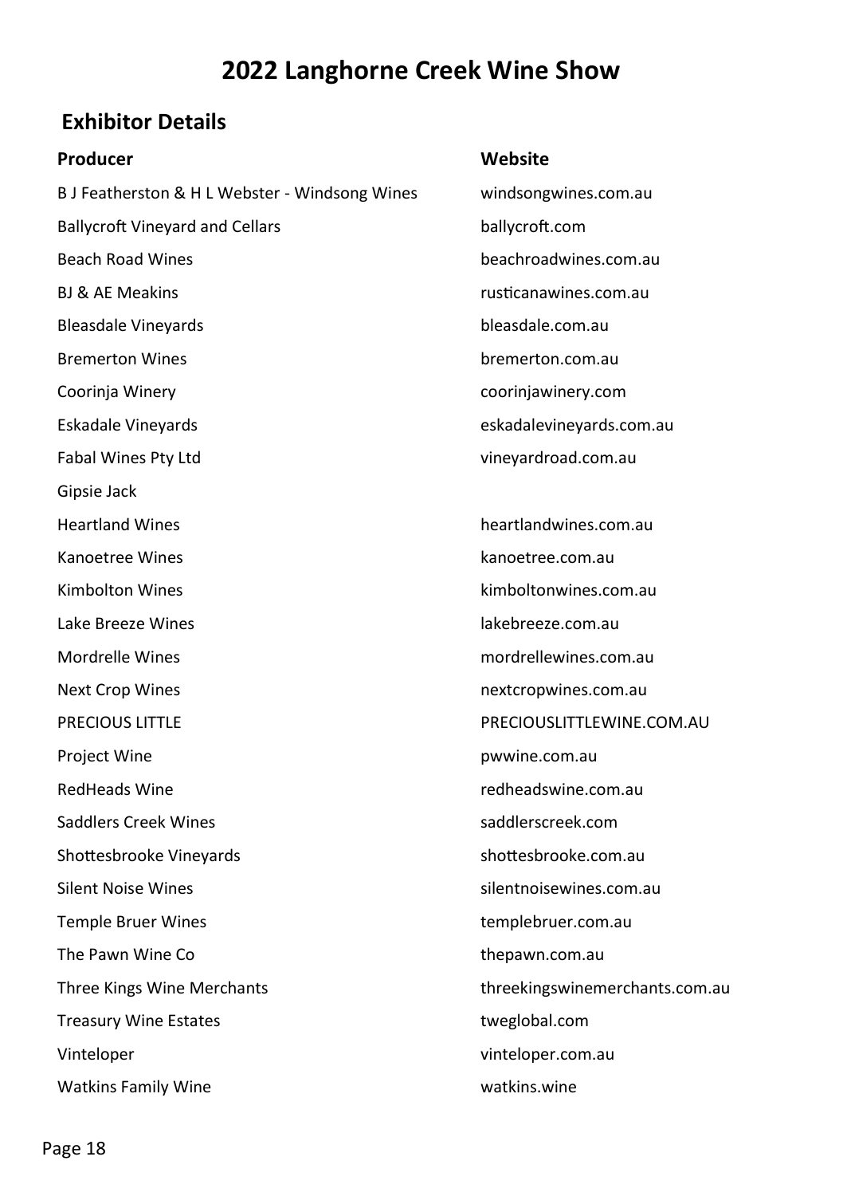# 2022 Langhorne Creek Wine Show

## Exhibitor Details

| Producer | Website |
|---|---|
| B J Featherston & H L Webster - Windsong Wines | windsongwines.com.au |
| Ballycroft Vineyard and Cellars | ballycroft.com |
| Beach Road Wines | beachroadwines.com.au |
| BJ & AE Meakins | rusticanawines.com.au |
| Bleasdale Vineyards | bleasdale.com.au |
| Bremerton Wines | bremerton.com.au |
| Coorinja Winery | coorinjawinery.com |
| Eskadale Vineyards | eskadalevineyards.com.au |
| Fabal Wines Pty Ltd | vineyardroad.com.au |
| Gipsie Jack | |
| Heartland Wines | heartlandwines.com.au |
| Kanoetree Wines | kanoetree.com.au |
| Kimbolton Wines | kimboltonwines.com.au |
| Lake Breeze Wines | lakebreeze.com.au |
| Mordrelle Wines | mordrellewines.com.au |
| Next Crop Wines | nextcropwines.com.au |
| PRECIOUS LITTLE | PRECIOUSLITTLEWINE.COM.AU |
| Project Wine | pwwine.com.au |
| RedHeads Wine | redheadswine.com.au |
| Saddlers Creek Wines | saddlerscreek.com |
| Shottesbrooke Vineyards | shottesbrooke.com.au |
| Silent Noise Wines | silentnoisewines.com.au |
| Temple Bruer Wines | templebruer.com.au |
| The Pawn Wine Co | thepawn.com.au |
| Three Kings Wine Merchants | threekingswinemerchants.com.au |
| Treasury Wine Estates | tweglobal.com |
| Vinteloper | vinteloper.com.au |
| Watkins Family Wine | watkins.wine |